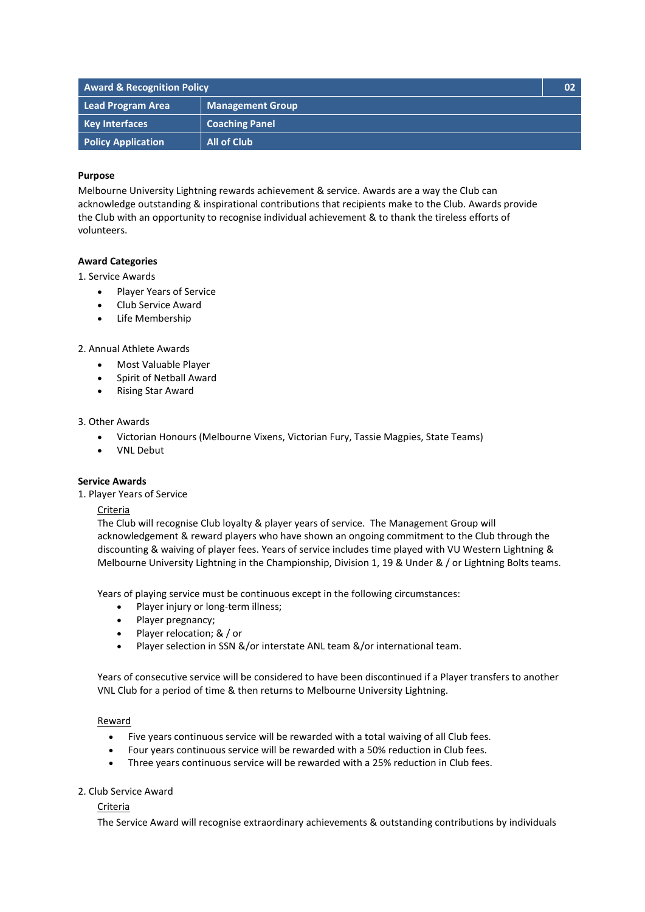| Award & Recognition Policy | | 02 |
|---|---|---|
| **Lead Program Area** | **Management Group** | |
| **Key Interfaces** | **Coaching Panel** | |
| **Policy Application** | **All of Club** | |

**Purpose**

Melbourne University Lightning rewards achievement & service. Awards are a way the Club can acknowledge outstanding & inspirational contributions that recipients make to the Club. Awards provide the Club with an opportunity to recognise individual achievement & to thank the tireless efforts of volunteers.

**Award Categories**

1. Service Awards
   - Player Years of Service
   - Club Service Award
   - Life Membership

2. Annual Athlete Awards
   - Most Valuable Player
   - Spirit of Netball Award
   - Rising Star Award

3. Other Awards
   - Victorian Honours (Melbourne Vixens, Victorian Fury, Tassie Magpies, State Teams)
   - VNL Debut

**Service Awards**

1. Player Years of Service

   Criteria

   The Club will recognise Club loyalty & player years of service. The Management Group will acknowledgement & reward players who have shown an ongoing commitment to the Club through the discounting & waiving of player fees. Years of service includes time played with VU Western Lightning & Melbourne University Lightning in the Championship, Division 1, 19 & Under & / or Lightning Bolts teams.

   Years of playing service must be continuous except in the following circumstances:
   - Player injury or long-term illness;
   - Player pregnancy;
   - Player relocation; & / or
   - Player selection in SSN &/or interstate ANL team &/or international team.

   Years of consecutive service will be considered to have been discontinued if a Player transfers to another VNL Club for a period of time & then returns to Melbourne University Lightning.

   Reward
   - Five years continuous service will be rewarded with a total waiving of all Club fees.
   - Four years continuous service will be rewarded with a 50% reduction in Club fees.
   - Three years continuous service will be rewarded with a 25% reduction in Club fees.

2. Club Service Award

   Criteria

   The Service Award will recognise extraordinary achievements & outstanding contributions by individuals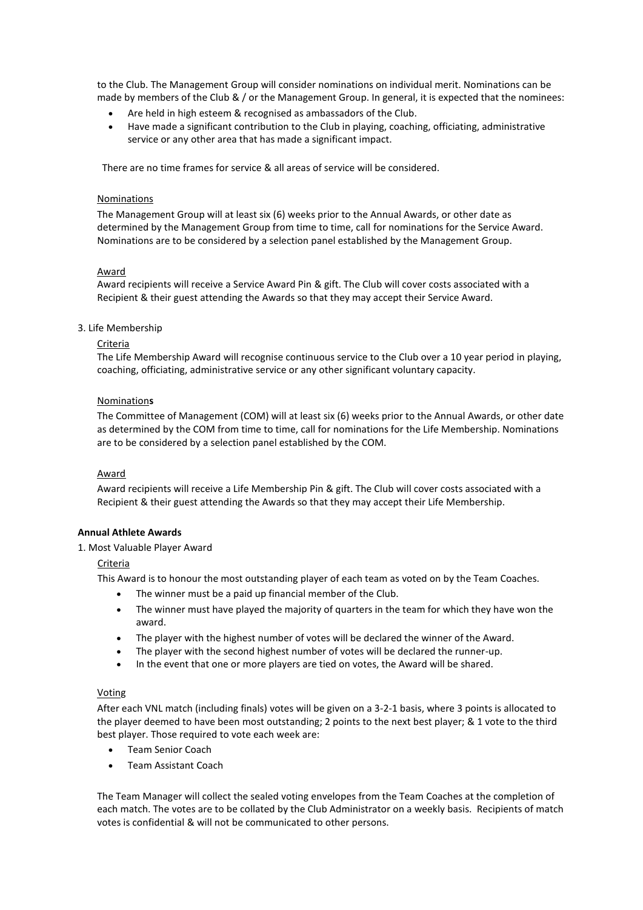to the Club. The Management Group will consider nominations on individual merit. Nominations can be made by members of the Club & / or the Management Group. In general, it is expected that the nominees:

- Are held in high esteem & recognised as ambassadors of the Club.
- Have made a significant contribution to the Club in playing, coaching, officiating, administrative service or any other area that has made a significant impact.

There are no time frames for service & all areas of service will be considered.

Nominations

The Management Group will at least six (6) weeks prior to the Annual Awards, or other date as determined by the Management Group from time to time, call for nominations for the Service Award. Nominations are to be considered by a selection panel established by the Management Group.

Award

Award recipients will receive a Service Award Pin & gift. The Club will cover costs associated with a Recipient & their guest attending the Awards so that they may accept their Service Award.

3. Life Membership

Criteria

The Life Membership Award will recognise continuous service to the Club over a 10 year period in playing, coaching, officiating, administrative service or any other significant voluntary capacity.

Nomination**s**

The Committee of Management (COM) will at least six (6) weeks prior to the Annual Awards, or other date as determined by the COM from time to time, call for nominations for the Life Membership. Nominations are to be considered by a selection panel established by the COM.

Award

Award recipients will receive a Life Membership Pin & gift. The Club will cover costs associated with a Recipient & their guest attending the Awards so that they may accept their Life Membership.

**Annual Athlete Awards**

1. Most Valuable Player Award

Criteria

This Award is to honour the most outstanding player of each team as voted on by the Team Coaches.

- The winner must be a paid up financial member of the Club.
- The winner must have played the majority of quarters in the team for which they have won the award.
- The player with the highest number of votes will be declared the winner of the Award.
- The player with the second highest number of votes will be declared the runner-up.
- In the event that one or more players are tied on votes, the Award will be shared.

Voting

After each VNL match (including finals) votes will be given on a 3-2-1 basis, where 3 points is allocated to the player deemed to have been most outstanding; 2 points to the next best player; & 1 vote to the third best player. Those required to vote each week are:

- Team Senior Coach
- Team Assistant Coach

The Team Manager will collect the sealed voting envelopes from the Team Coaches at the completion of each match. The votes are to be collated by the Club Administrator on a weekly basis. Recipients of match votes is confidential & will not be communicated to other persons.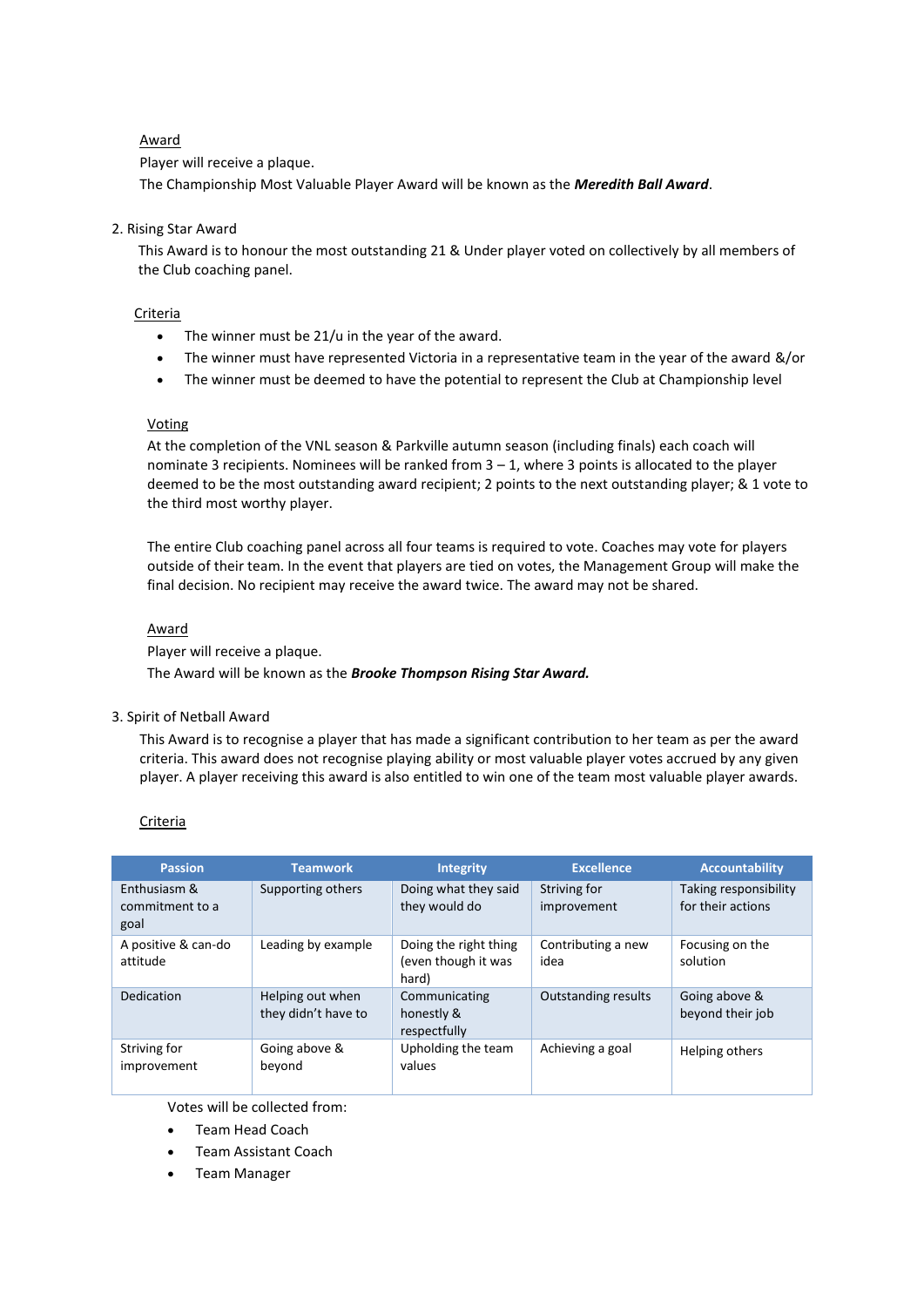Award

Player will receive a plaque.

The Championship Most Valuable Player Award will be known as the ***Meredith Ball Award***.

2. Rising Star Award

This Award is to honour the most outstanding 21 & Under player voted on collectively by all members of the Club coaching panel.

Criteria

- The winner must be 21/u in the year of the award.
- The winner must have represented Victoria in a representative team in the year of the award &/or
- The winner must be deemed to have the potential to represent the Club at Championship level

Voting

At the completion of the VNL season & Parkville autumn season (including finals) each coach will nominate 3 recipients. Nominees will be ranked from 3 – 1, where 3 points is allocated to the player deemed to be the most outstanding award recipient; 2 points to the next outstanding player; & 1 vote to the third most worthy player.

The entire Club coaching panel across all four teams is required to vote. Coaches may vote for players outside of their team. In the event that players are tied on votes, the Management Group will make the final decision. No recipient may receive the award twice. The award may not be shared.

Award

Player will receive a plaque.

The Award will be known as the ***Brooke Thompson Rising Star Award.***

3. Spirit of Netball Award

This Award is to recognise a player that has made a significant contribution to her team as per the award criteria. This award does not recognise playing ability or most valuable player votes accrued by any given player. A player receiving this award is also entitled to win one of the team most valuable player awards.

Criteria

| Passion | Teamwork | Integrity | Excellence | Accountability |
|---|---|---|---|---|
| Enthusiasm & commitment to a goal | Supporting others | Doing what they said they would do | Striving for improvement | Taking responsibility for their actions |
| A positive & can-do attitude | Leading by example | Doing the right thing (even though it was hard) | Contributing a new idea | Focusing on the solution |
| Dedication | Helping out when they didn't have to | Communicating honestly & respectfully | Outstanding results | Going above & beyond their job |
| Striving for improvement | Going above & beyond | Upholding the team values | Achieving a goal | Helping others |

Votes will be collected from:

- Team Head Coach
- Team Assistant Coach
- Team Manager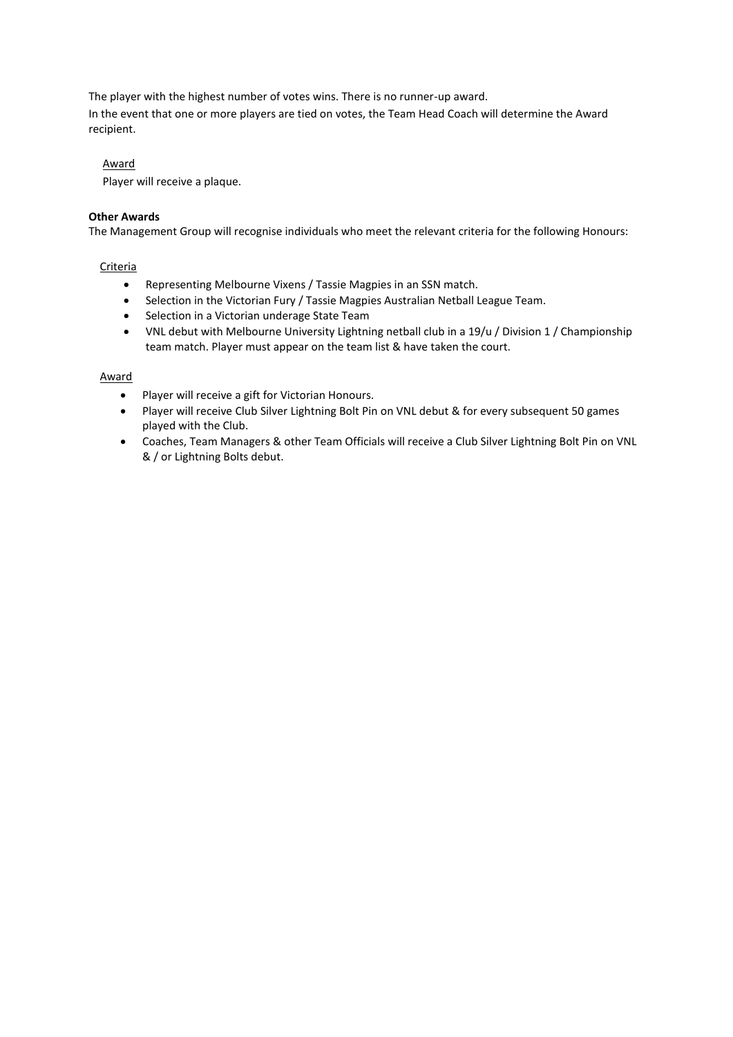The player with the highest number of votes wins. There is no runner-up award.

In the event that one or more players are tied on votes, the Team Head Coach will determine the Award recipient.

Award

Player will receive a plaque.

**Other Awards**

The Management Group will recognise individuals who meet the relevant criteria for the following Honours:

Criteria

- Representing Melbourne Vixens / Tassie Magpies in an SSN match.
- Selection in the Victorian Fury / Tassie Magpies Australian Netball League Team.
- Selection in a Victorian underage State Team
- VNL debut with Melbourne University Lightning netball club in a 19/u / Division 1 / Championship team match. Player must appear on the team list & have taken the court.

Award

- Player will receive a gift for Victorian Honours.
- Player will receive Club Silver Lightning Bolt Pin on VNL debut & for every subsequent 50 games played with the Club.
- Coaches, Team Managers & other Team Officials will receive a Club Silver Lightning Bolt Pin on VNL & / or Lightning Bolts debut.